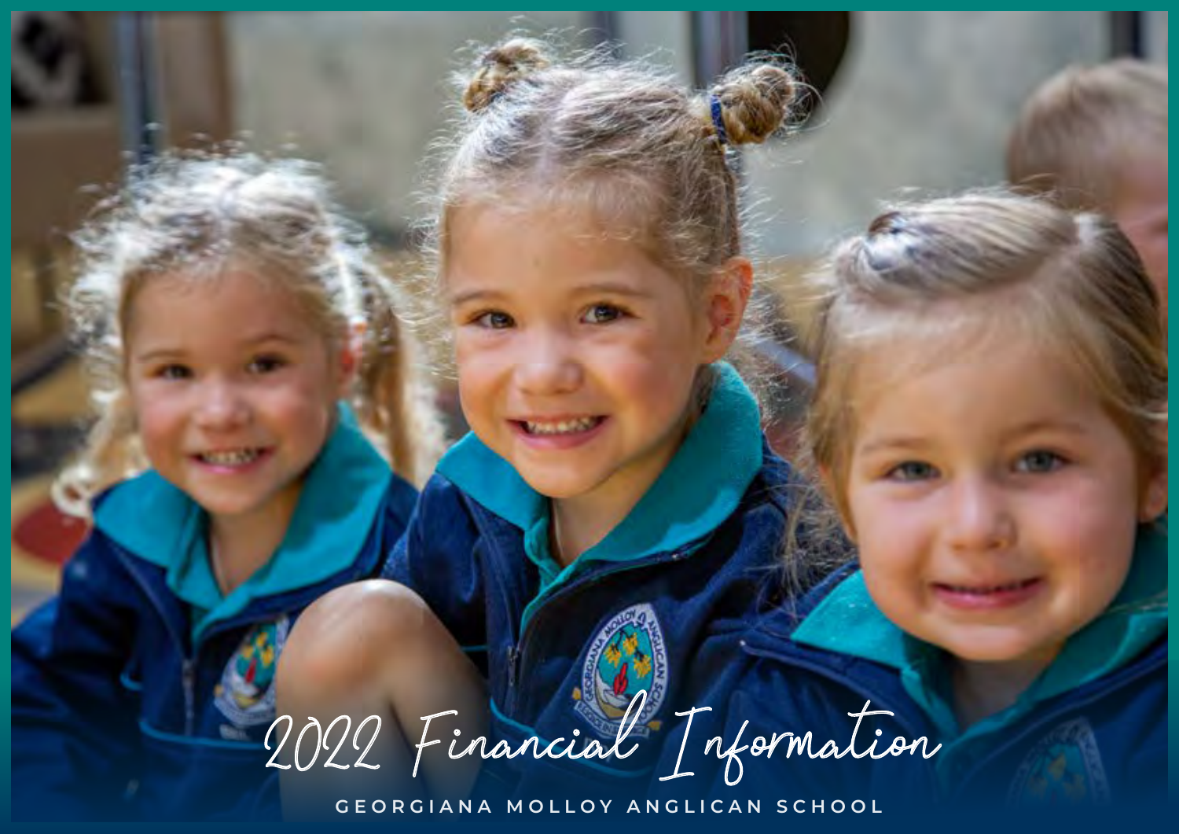# 2022 Financial Information

GEORGIANA MOLLOY ANGLICAN SCHOOL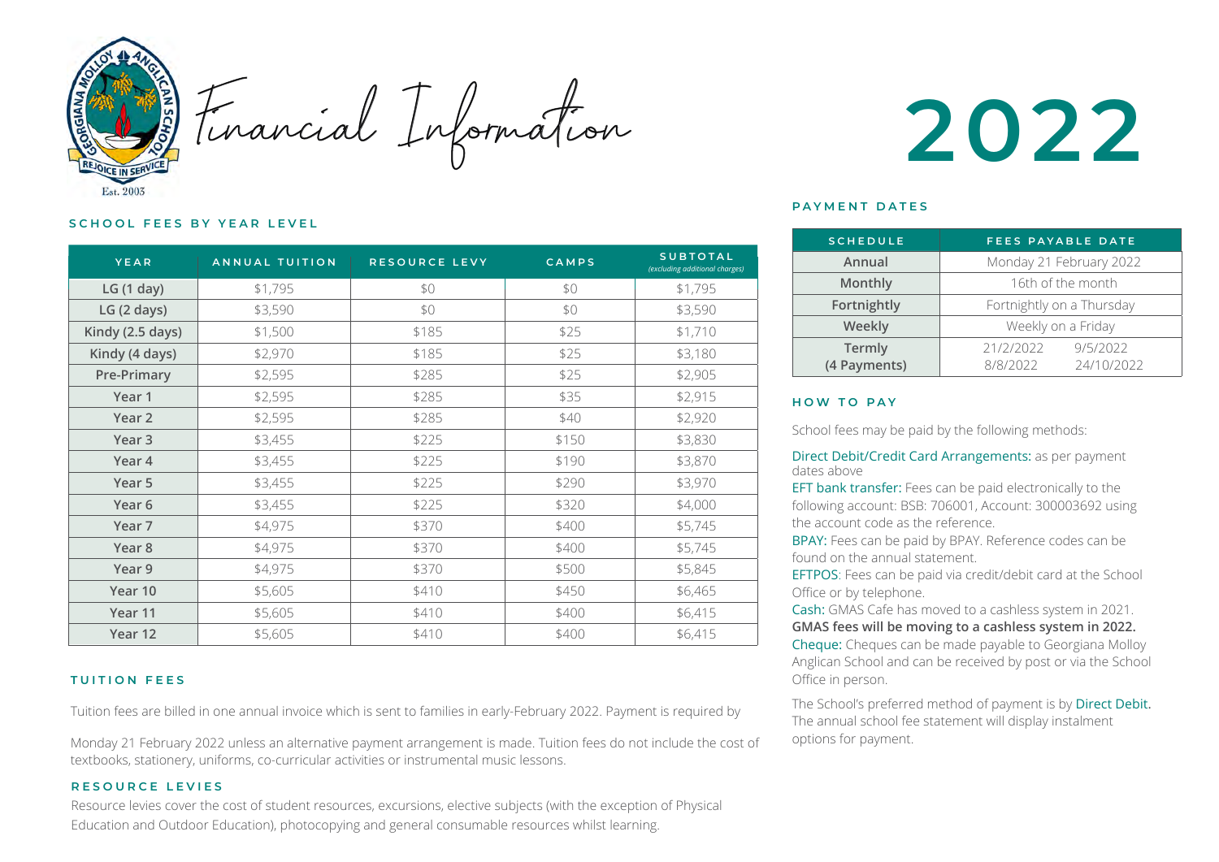# Financial Information 2022

## SCHOOL FEES BY YEAR LEVEL

| YEAR | ANNUAL TUITION | RESOURCE LEVY | CAMPS | SUBTOTAL *(excluding additional charges)* |
|---|---|---|---|---|
| LG (1 day) | $1,795 | $0 | $0 | $1,795 |
| LG (2 days) | $3,590 | $0 | $0 | $3,590 |
| Kindy (2.5 days) | $1,500 | $185 | $25 | $1,710 |
| Kindy (4 days) | $2,970 | $185 | $25 | $3,180 |
| Pre-Primary | $2,595 | $285 | $25 | $2,905 |
| Year 1 | $2,595 | $285 | $35 | $2,915 |
| Year 2 | $2,595 | $285 | $40 | $2,920 |
| Year 3 | $3,455 | $225 | $150 | $3,830 |
| Year 4 | $3,455 | $225 | $190 | $3,870 |
| Year 5 | $3,455 | $225 | $290 | $3,970 |
| Year 6 | $3,455 | $225 | $320 | $4,000 |
| Year 7 | $4,975 | $370 | $400 | $5,745 |
| Year 8 | $4,975 | $370 | $400 | $5,745 |
| Year 9 | $4,975 | $370 | $500 | $5,845 |
| Year 10 | $5,605 | $410 | $450 | $6,465 |
| Year 11 | $5,605 | $410 | $400 | $6,415 |
| Year 12 | $5,605 | $410 | $400 | $6,415 |

## TUITION FEES

Tuition fees are billed in one annual invoice which is sent to families in early-February 2022. Payment is required by Monday 21 February 2022 unless an alternative payment arrangement is made. Tuition fees do not include the cost of textbooks, stationery, uniforms, co-curricular activities or instrumental music lessons.

## RESOURCE LEVIES

Resource levies cover the cost of student resources, excursions, elective subjects (with the exception of Physical Education and Outdoor Education), photocopying and general consumable resources whilst learning.

## PAYMENT DATES

| SCHEDULE | FEES PAYABLE DATE |
|---|---|
| Annual | Monday 21 February 2022 |
| Monthly | 16th of the month |
| Fortnightly | Fortnightly on a Thursday |
| Weekly | Weekly on a Friday |
| Termly (4 Payments) | 21/2/2022, 9/5/2022, 8/8/2022, 24/10/2022 |

## HOW TO PAY

School fees may be paid by the following methods:

Direct Debit/Credit Card Arrangements: as per payment dates above

EFT bank transfer: Fees can be paid electronically to the following account: BSB: 706001, Account: 300003692 using the account code as the reference.

BPAY: Fees can be paid by BPAY. Reference codes can be found on the annual statement.

EFTPOS: Fees can be paid via credit/debit card at the School Office or by telephone.

Cash: GMAS Cafe has moved to a cashless system in 2021. **GMAS fees will be moving to a cashless system in 2022.**

Cheque: Cheques can be made payable to Georgiana Molloy Anglican School and can be received by post or via the School Office in person.

The School's preferred method of payment is by Direct Debit. The annual school fee statement will display instalment options for payment.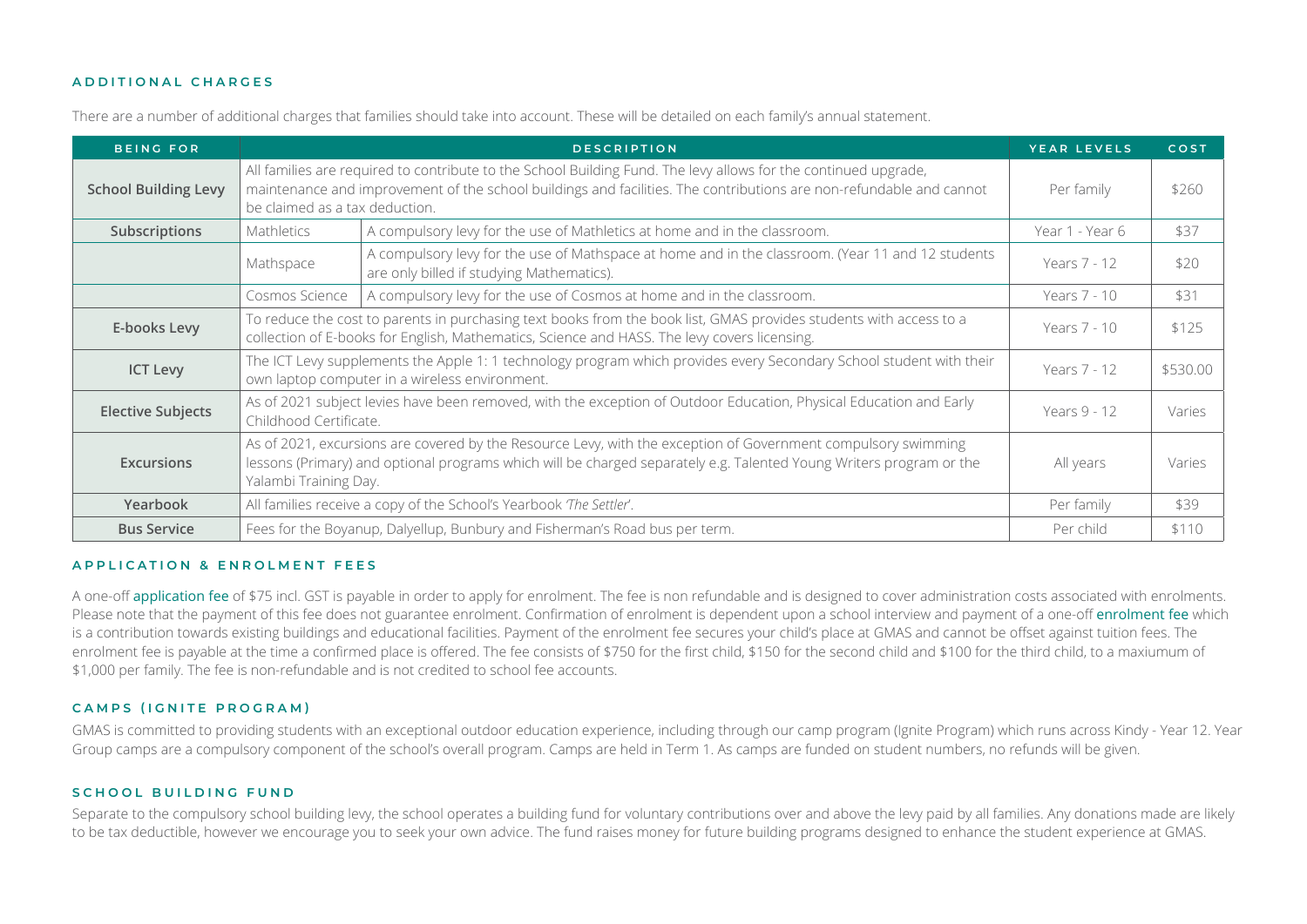## ADDITIONAL CHARGES

There are a number of additional charges that families should take into account. These will be detailed on each family's annual statement.

| BEING FOR | DESCRIPTION | | YEAR LEVELS | COST |
|---|---|---|---|---|
| **School Building Levy** | All families are required to contribute to the School Building Fund. The levy allows for the continued upgrade, maintenance and improvement of the school buildings and facilities. The contributions are non-refundable and cannot be claimed as a tax deduction. | | Per family | $260 |
| **Subscriptions** | Mathletics | A compulsory levy for the use of Mathletics at home and in the classroom. | Year 1 - Year 6 | $37 |
| | Mathspace | A compulsory levy for the use of Mathspace at home and in the classroom. (Year 11 and 12 students are only billed if studying Mathematics). | Years 7 - 12 | $20 |
| | Cosmos Science | A compulsory levy for the use of Cosmos at home and in the classroom. | Years 7 - 10 | $31 |
| **E-books Levy** | To reduce the cost to parents in purchasing text books from the book list, GMAS provides students with access to a collection of E-books for English, Mathematics, Science and HASS. The levy covers licensing. | | Years 7 - 10 | $125 |
| **ICT Levy** | The ICT Levy supplements the Apple 1: 1 technology program which provides every Secondary School student with their own laptop computer in a wireless environment. | | Years 7 - 12 | $530.00 |
| **Elective Subjects** | As of 2021 subject levies have been removed, with the exception of Outdoor Education, Physical Education and Early Childhood Certificate. | | Years 9 - 12 | Varies |
| **Excursions** | As of 2021, excursions are covered by the Resource Levy, with the exception of Government compulsory swimming lessons (Primary) and optional programs which will be charged separately e.g. Talented Young Writers program or the Yalambi Training Day. | | All years | Varies |
| **Yearbook** | All families receive a copy of the School's Yearbook *'The Settler'*. | | Per family | $39 |
| **Bus Service** | Fees for the Boyanup, Dalyellup, Bunbury and Fisherman's Road bus per term. | | Per child | $110 |

## APPLICATION & ENROLMENT FEES

A one-off application fee of $75 incl. GST is payable in order to apply for enrolment. The fee is non refundable and is designed to cover administration costs associated with enrolments. Please note that the payment of this fee does not guarantee enrolment. Confirmation of enrolment is dependent upon a school interview and payment of a one-off enrolment fee which is a contribution towards existing buildings and educational facilities. Payment of the enrolment fee secures your child's place at GMAS and cannot be offset against tuition fees. The enrolment fee is payable at the time a confirmed place is offered. The fee consists of $750 for the first child, $150 for the second child and $100 for the third child, to a maxiumum of $1,000 per family. The fee is non-refundable and is not credited to school fee accounts.

## CAMPS (IGNITE PROGRAM)

GMAS is committed to providing students with an exceptional outdoor education experience, including through our camp program (Ignite Program) which runs across Kindy - Year 12. Year Group camps are a compulsory component of the school's overall program. Camps are held in Term 1. As camps are funded on student numbers, no refunds will be given.

## SCHOOL BUILDING FUND

Separate to the compulsory school building levy, the school operates a building fund for voluntary contributions over and above the levy paid by all families. Any donations made are likely to be tax deductible, however we encourage you to seek your own advice. The fund raises money for future building programs designed to enhance the student experience at GMAS.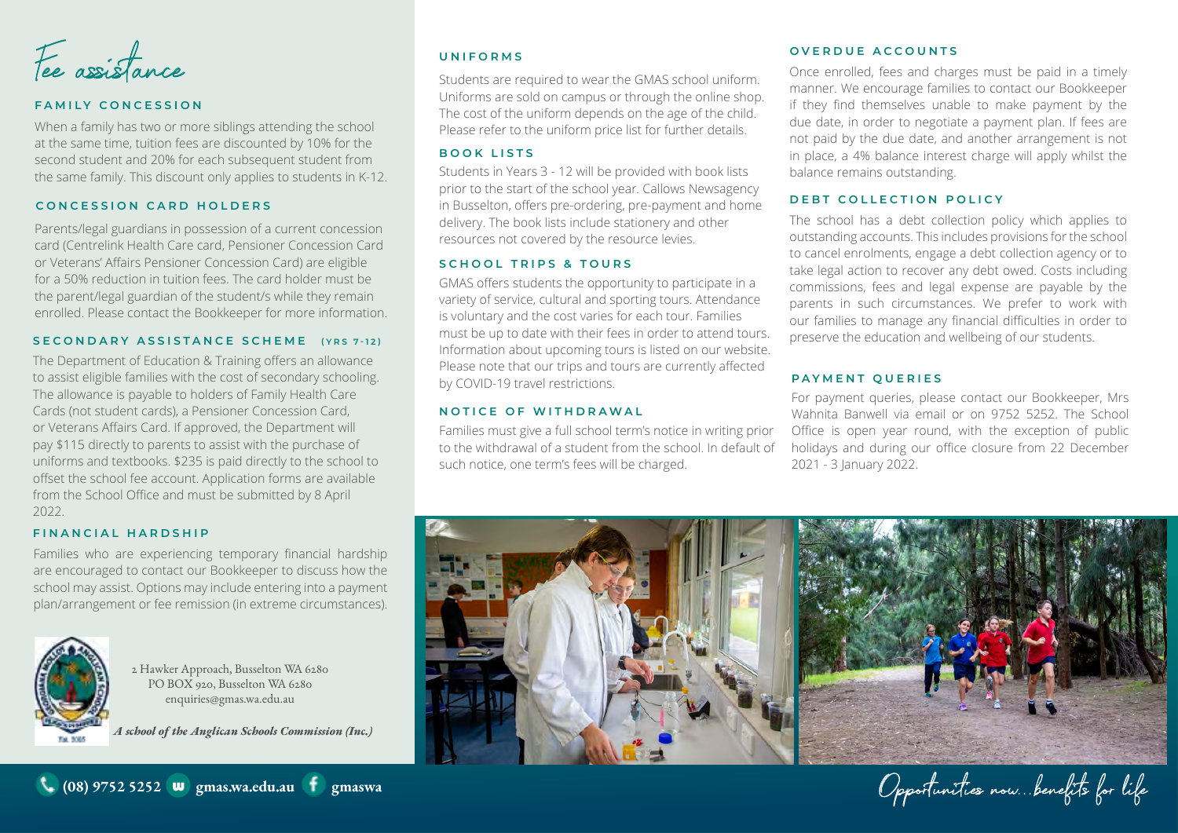# Fee assistance

## FAMILY CONCESSION

When a family has two or more siblings attending the school at the same time, tuition fees are discounted by 10% for the second student and 20% for each subsequent student from the same family. This discount only applies to students in K-12.

## CONCESSION CARD HOLDERS

Parents/legal guardians in possession of a current concession card (Centrelink Health Care card, Pensioner Concession Card or Veterans' Affairs Pensioner Concession Card) are eligible for a 50% reduction in tuition fees. The card holder must be the parent/legal guardian of the student/s while they remain enrolled. Please contact the Bookkeeper for more information.

## SECONDARY ASSISTANCE SCHEME (YRS 7-12)

The Department of Education & Training offers an allowance to assist eligible families with the cost of secondary schooling. The allowance is payable to holders of Family Health Care Cards (not student cards), a Pensioner Concession Card, or Veterans Affairs Card. If approved, the Department will pay $115 directly to parents to assist with the purchase of uniforms and textbooks. $235 is paid directly to the school to offset the school fee account. Application forms are available from the School Office and must be submitted by 8 April 2022.

## FINANCIAL HARDSHIP

Families who are experiencing temporary financial hardship are encouraged to contact our Bookkeeper to discuss how the school may assist. Options may include entering into a payment plan/arrangement or fee remission (in extreme circumstances).

2 Hawker Approach, Busselton WA 6280
PO BOX 920, Busselton WA 6280
enquiries@gmas.wa.edu.au

*A school of the Anglican Schools Commission (Inc.)*

## UNIFORMS

Students are required to wear the GMAS school uniform. Uniforms are sold on campus or through the online shop. The cost of the uniform depends on the age of the child. Please refer to the uniform price list for further details.

## BOOK LISTS

Students in Years 3 - 12 will be provided with book lists prior to the start of the school year. Callows Newsagency in Busselton, offers pre-ordering, pre-payment and home delivery. The book lists include stationery and other resources not covered by the resource levies.

## SCHOOL TRIPS & TOURS

GMAS offers students the opportunity to participate in a variety of service, cultural and sporting tours. Attendance is voluntary and the cost varies for each tour. Families must be up to date with their fees in order to attend tours. Information about upcoming tours is listed on our website. Please note that our trips and tours are currently affected by COVID-19 travel restrictions.

## NOTICE OF WITHDRAWAL

Families must give a full school term's notice in writing prior to the withdrawal of a student from the school. In default of such notice, one term's fees will be charged.

## OVERDUE ACCOUNTS

Once enrolled, fees and charges must be paid in a timely manner. We encourage families to contact our Bookkeeper if they find themselves unable to make payment by the due date, in order to negotiate a payment plan. If fees are not paid by the due date, and another arrangement is not in place, a 4% balance interest charge will apply whilst the balance remains outstanding.

## DEBT COLLECTION POLICY

The school has a debt collection policy which applies to outstanding accounts. This includes provisions for the school to cancel enrolments, engage a debt collection agency or to take legal action to recover any debt owed. Costs including commissions, fees and legal expense are payable by the parents in such circumstances. We prefer to work with our families to manage any financial difficulties in order to preserve the education and wellbeing of our students.

## PAYMENT QUERIES

For payment queries, please contact our Bookkeeper, Mrs Wahnita Banwell via email or on 9752 5252. The School Office is open year round, with the exception of public holidays and during our office closure from 22 December 2021 - 3 January 2022.

(08) 9752 5252 gmas.wa.edu.au gmaswa

Opportunities now...benefits for life